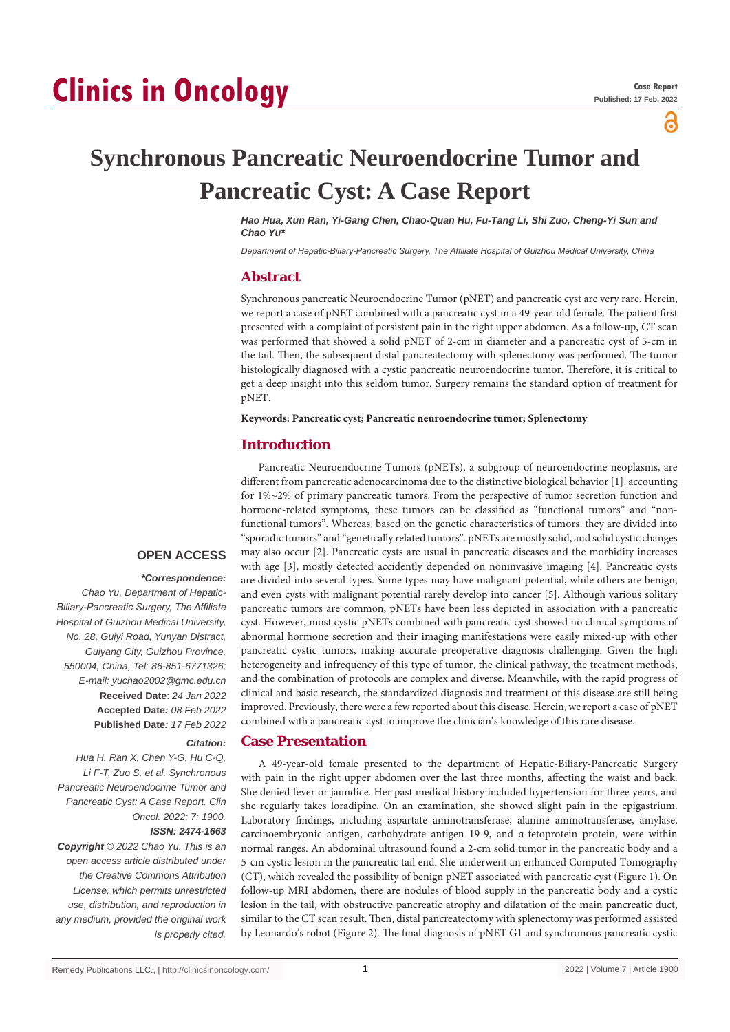# Clinics in Oncology

**Case Report**
**Published: 17 Feb, 2022**

# Synchronous Pancreatic Neuroendocrine Tumor and Pancreatic Cyst: A Case Report

***Hao Hua, Xun Ran, Yi-Gang Chen, Chao-Quan Hu, Fu-Tang Li, Shi Zuo, Cheng-Yi Sun and Chao Yu\****

*Department of Hepatic-Biliary-Pancreatic Surgery, The Affiliate Hospital of Guizhou Medical University, China*

## Abstract

Synchronous pancreatic Neuroendocrine Tumor (pNET) and pancreatic cyst are very rare. Herein, we report a case of pNET combined with a pancreatic cyst in a 49-year-old female. The patient first presented with a complaint of persistent pain in the right upper abdomen. As a follow-up, CT scan was performed that showed a solid pNET of 2-cm in diameter and a pancreatic cyst of 5-cm in the tail. Then, the subsequent distal pancreatectomy with splenectomy was performed. The tumor histologically diagnosed with a cystic pancreatic neuroendocrine tumor. Therefore, it is critical to get a deep insight into this seldom tumor. Surgery remains the standard option of treatment for pNET.

**Keywords: Pancreatic cyst; Pancreatic neuroendocrine tumor; Splenectomy**

**OPEN ACCESS**

***\*Correspondence:***
*Chao Yu, Department of Hepatic-Biliary-Pancreatic Surgery, The Affiliate Hospital of Guizhou Medical University, No. 28, Guiyi Road, Yunyan Distract, Guiyang City, Guizhou Province, 550004, China, Tel: 86-851-6771326; E-mail: yuchao2002@gmc.edu.cn*

**Received Date**: *24 Jan 2022*
**Accepted Date:** *08 Feb 2022*
**Published Date:** *17 Feb 2022*

***Citation:***
*Hua H, Ran X, Chen Y-G, Hu C-Q, Li F-T, Zuo S, et al. Synchronous Pancreatic Neuroendocrine Tumor and Pancreatic Cyst: A Case Report. Clin Oncol. 2022; 7: 1900.*

***ISSN: 2474-1663***

***Copyright** © 2022 Chao Yu. This is an open access article distributed under the Creative Commons Attribution License, which permits unrestricted use, distribution, and reproduction in any medium, provided the original work is properly cited.*

## Introduction

Pancreatic Neuroendocrine Tumors (pNETs), a subgroup of neuroendocrine neoplasms, are different from pancreatic adenocarcinoma due to the distinctive biological behavior [1], accounting for 1%~2% of primary pancreatic tumors. From the perspective of tumor secretion function and hormone-related symptoms, these tumors can be classified as "functional tumors" and "non-functional tumors". Whereas, based on the genetic characteristics of tumors, they are divided into "sporadic tumors" and "genetically related tumors". pNETs are mostly solid, and solid cystic changes may also occur [2]. Pancreatic cysts are usual in pancreatic diseases and the morbidity increases with age [3], mostly detected accidently depended on noninvasive imaging [4]. Pancreatic cysts are divided into several types. Some types may have malignant potential, while others are benign, and even cysts with malignant potential rarely develop into cancer [5]. Although various solitary pancreatic tumors are common, pNETs have been less depicted in association with a pancreatic cyst. However, most cystic pNETs combined with pancreatic cyst showed no clinical symptoms of abnormal hormone secretion and their imaging manifestations were easily mixed-up with other pancreatic cystic tumors, making accurate preoperative diagnosis challenging. Given the high heterogeneity and infrequency of this type of tumor, the clinical pathway, the treatment methods, and the combination of protocols are complex and diverse. Meanwhile, with the rapid progress of clinical and basic research, the standardized diagnosis and treatment of this disease are still being improved. Previously, there were a few reported about this disease. Herein, we report a case of pNET combined with a pancreatic cyst to improve the clinician's knowledge of this rare disease.

## Case Presentation

A 49-year-old female presented to the department of Hepatic-Biliary-Pancreatic Surgery with pain in the right upper abdomen over the last three months, affecting the waist and back. She denied fever or jaundice. Her past medical history included hypertension for three years, and she regularly takes loradipine. On an examination, she showed slight pain in the epigastrium. Laboratory findings, including aspartate aminotransferase, alanine aminotransferase, amylase, carcinoembryonic antigen, carbohydrate antigen 19-9, and α-fetoprotein protein, were within normal ranges. An abdominal ultrasound found a 2-cm solid tumor in the pancreatic body and a 5-cm cystic lesion in the pancreatic tail end. She underwent an enhanced Computed Tomography (CT), which revealed the possibility of benign pNET associated with pancreatic cyst (Figure 1). On follow-up MRI abdomen, there are nodules of blood supply in the pancreatic body and a cystic lesion in the tail, with obstructive pancreatic atrophy and dilatation of the main pancreatic duct, similar to the CT scan result. Then, distal pancreatectomy with splenectomy was performed assisted by Leonardo's robot (Figure 2). The final diagnosis of pNET G1 and synchronous pancreatic cystic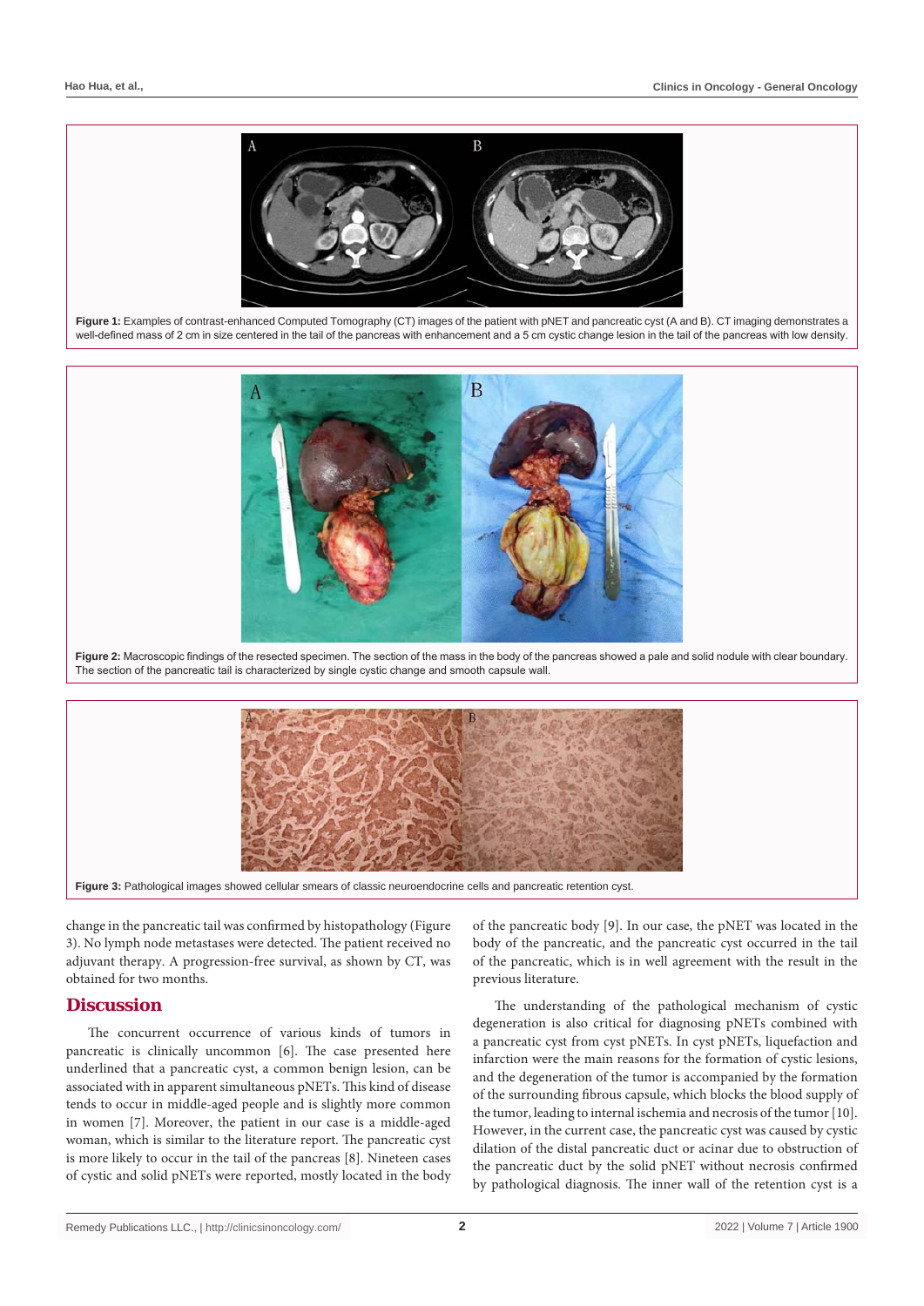**Figure 1:** Examples of contrast-enhanced Computed Tomography (CT) images of the patient with pNET and pancreatic cyst (A and B). CT imaging demonstrates a well-defined mass of 2 cm in size centered in the tail of the pancreas with enhancement and a 5 cm cystic change lesion in the tail of the pancreas with low density.

**Figure 2:** Macroscopic findings of the resected specimen. The section of the mass in the body of the pancreas showed a pale and solid nodule with clear boundary. The section of the pancreatic tail is characterized by single cystic change and smooth capsule wall.

**Figure 3:** Pathological images showed cellular smears of classic neuroendocrine cells and pancreatic retention cyst.

change in the pancreatic tail was confirmed by histopathology (Figure 3). No lymph node metastases were detected. The patient received no adjuvant therapy. A progression-free survival, as shown by CT, was obtained for two months.

## Discussion

The concurrent occurrence of various kinds of tumors in pancreatic is clinically uncommon [6]. The case presented here underlined that a pancreatic cyst, a common benign lesion, can be associated with in apparent simultaneous pNETs. This kind of disease tends to occur in middle-aged people and is slightly more common in women [7]. Moreover, the patient in our case is a middle-aged woman, which is similar to the literature report. The pancreatic cyst is more likely to occur in the tail of the pancreas [8]. Nineteen cases of cystic and solid pNETs were reported, mostly located in the body of the pancreatic body [9]. In our case, the pNET was located in the body of the pancreatic, and the pancreatic cyst occurred in the tail of the pancreatic, which is in well agreement with the result in the previous literature.

The understanding of the pathological mechanism of cystic degeneration is also critical for diagnosing pNETs combined with a pancreatic cyst from cyst pNETs. In cyst pNETs, liquefaction and infarction were the main reasons for the formation of cystic lesions, and the degeneration of the tumor is accompanied by the formation of the surrounding fibrous capsule, which blocks the blood supply of the tumor, leading to internal ischemia and necrosis of the tumor [10]. However, in the current case, the pancreatic cyst was caused by cystic dilation of the distal pancreatic duct or acinar due to obstruction of the pancreatic duct by the solid pNET without necrosis confirmed by pathological diagnosis. The inner wall of the retention cyst is a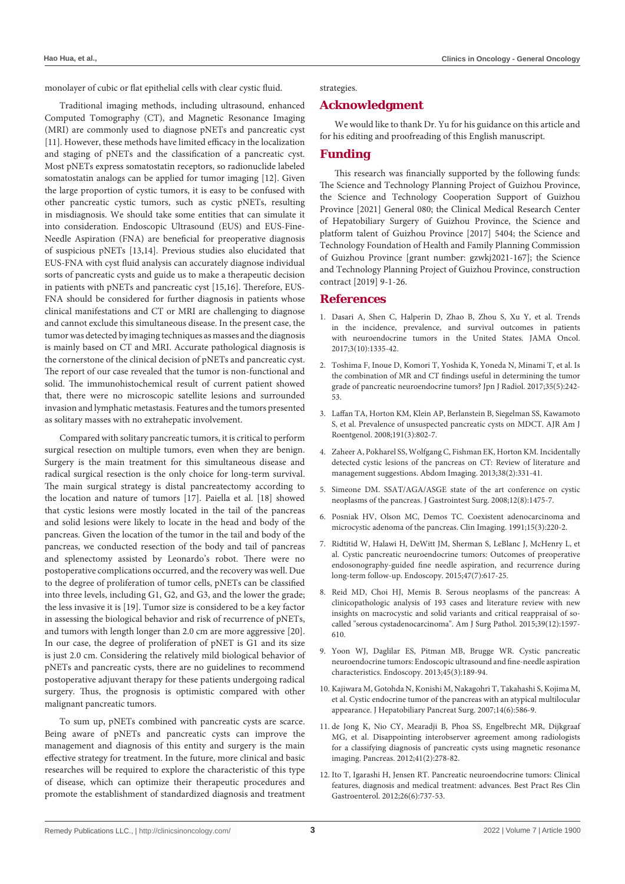monolayer of cubic or flat epithelial cells with clear cystic fluid.

Traditional imaging methods, including ultrasound, enhanced Computed Tomography (CT), and Magnetic Resonance Imaging (MRI) are commonly used to diagnose pNETs and pancreatic cyst [11]. However, these methods have limited efficacy in the localization and staging of pNETs and the classification of a pancreatic cyst. Most pNETs express somatostatin receptors, so radionuclide labeled somatostatin analogs can be applied for tumor imaging [12]. Given the large proportion of cystic tumors, it is easy to be confused with other pancreatic cystic tumors, such as cystic pNETs, resulting in misdiagnosis. We should take some entities that can simulate it into consideration. Endoscopic Ultrasound (EUS) and EUS-Fine-Needle Aspiration (FNA) are beneficial for preoperative diagnosis of suspicious pNETs [13,14]. Previous studies also elucidated that EUS-FNA with cyst fluid analysis can accurately diagnose individual sorts of pancreatic cysts and guide us to make a therapeutic decision in patients with pNETs and pancreatic cyst [15,16]. Therefore, EUS-FNA should be considered for further diagnosis in patients whose clinical manifestations and CT or MRI are challenging to diagnose and cannot exclude this simultaneous disease. In the present case, the tumor was detected by imaging techniques as masses and the diagnosis is mainly based on CT and MRI. Accurate pathological diagnosis is the cornerstone of the clinical decision of pNETs and pancreatic cyst. The report of our case revealed that the tumor is non-functional and solid. The immunohistochemical result of current patient showed that, there were no microscopic satellite lesions and surrounded invasion and lymphatic metastasis. Features and the tumors presented as solitary masses with no extrahepatic involvement.

Compared with solitary pancreatic tumors, it is critical to perform surgical resection on multiple tumors, even when they are benign. Surgery is the main treatment for this simultaneous disease and radical surgical resection is the only choice for long-term survival. The main surgical strategy is distal pancreatectomy according to the location and nature of tumors [17]. Paiella et al. [18] showed that cystic lesions were mostly located in the tail of the pancreas and solid lesions were likely to locate in the head and body of the pancreas. Given the location of the tumor in the tail and body of the pancreas, we conducted resection of the body and tail of pancreas and splenectomy assisted by Leonardo's robot. There were no postoperative complications occurred, and the recovery was well. Due to the degree of proliferation of tumor cells, pNETs can be classified into three levels, including G1, G2, and G3, and the lower the grade; the less invasive it is [19]. Tumor size is considered to be a key factor in assessing the biological behavior and risk of recurrence of pNETs, and tumors with length longer than 2.0 cm are more aggressive [20]. In our case, the degree of proliferation of pNET is G1 and its size is just 2.0 cm. Considering the relatively mild biological behavior of pNETs and pancreatic cysts, there are no guidelines to recommend postoperative adjuvant therapy for these patients undergoing radical surgery. Thus, the prognosis is optimistic compared with other malignant pancreatic tumors.

To sum up, pNETs combined with pancreatic cysts are scarce. Being aware of pNETs and pancreatic cysts can improve the management and diagnosis of this entity and surgery is the main effective strategy for treatment. In the future, more clinical and basic researches will be required to explore the characteristic of this type of disease, which can optimize their therapeutic procedures and promote the establishment of standardized diagnosis and treatment strategies.

## Acknowledgment

We would like to thank Dr. Yu for his guidance on this article and for his editing and proofreading of this English manuscript.

## Funding

This research was financially supported by the following funds: The Science and Technology Planning Project of Guizhou Province, the Science and Technology Cooperation Support of Guizhou Province [2021] General 080; the Clinical Medical Research Center of Hepatobiliary Surgery of Guizhou Province, the Science and platform talent of Guizhou Province [2017] 5404; the Science and Technology Foundation of Health and Family Planning Commission of Guizhou Province [grant number: gzwkj2021-167]; the Science and Technology Planning Project of Guizhou Province, construction contract [2019] 9-1-26.

## References

1. Dasari A, Shen C, Halperin D, Zhao B, Zhou S, Xu Y, et al. Trends in the incidence, prevalence, and survival outcomes in patients with neuroendocrine tumors in the United States. JAMA Oncol. 2017;3(10):1335-42.
2. Toshima F, Inoue D, Komori T, Yoshida K, Yoneda N, Minami T, et al. Is the combination of MR and CT findings useful in determining the tumor grade of pancreatic neuroendocrine tumors? Jpn J Radiol. 2017;35(5):242-53.
3. Laffan TA, Horton KM, Klein AP, Berlanstein B, Siegelman SS, Kawamoto S, et al. Prevalence of unsuspected pancreatic cysts on MDCT. AJR Am J Roentgenol. 2008;191(3):802-7.
4. Zaheer A, Pokharel SS, Wolfgang C, Fishman EK, Horton KM. Incidentally detected cystic lesions of the pancreas on CT: Review of literature and management suggestions. Abdom Imaging. 2013;38(2):331-41.
5. Simeone DM. SSAT/AGA/ASGE state of the art conference on cystic neoplasms of the pancreas. J Gastrointest Surg. 2008;12(8):1475-7.
6. Posniak HV, Olson MC, Demos TC. Coexistent adenocarcinoma and microcystic adenoma of the pancreas. Clin Imaging. 1991;15(3):220-2.
7. Ridtitid W, Halawi H, DeWitt JM, Sherman S, LeBlanc J, McHenry L, et al. Cystic pancreatic neuroendocrine tumors: Outcomes of preoperative endosonography-guided fine needle aspiration, and recurrence during long-term follow-up. Endoscopy. 2015;47(7):617-25.
8. Reid MD, Choi HJ, Memis B. Serous neoplasms of the pancreas: A clinicopathologic analysis of 193 cases and literature review with new insights on macrocystic and solid variants and critical reappraisal of so-called "serous cystadenocarcinoma". Am J Surg Pathol. 2015;39(12):1597-610.
9. Yoon WJ, Daglilar ES, Pitman MB, Brugge WR. Cystic pancreatic neuroendocrine tumors: Endoscopic ultrasound and fine-needle aspiration characteristics. Endoscopy. 2013;45(3):189-94.
10. Kajiwara M, Gotohda N, Konishi M, Nakagohri T, Takahashi S, Kojima M, et al. Cystic endocrine tumor of the pancreas with an atypical multilocular appearance. J Hepatobiliary Pancreat Surg. 2007;14(6):586-9.
11. de Jong K, Nio CY, Mearadji B, Phoa SS, Engelbrecht MR, Dijkgraaf MG, et al. Disappointing interobserver agreement among radiologists for a classifying diagnosis of pancreatic cysts using magnetic resonance imaging. Pancreas. 2012;41(2):278-82.
12. Ito T, Igarashi H, Jensen RT. Pancreatic neuroendocrine tumors: Clinical features, diagnosis and medical treatment: advances. Best Pract Res Clin Gastroenterol. 2012;26(6):737-53.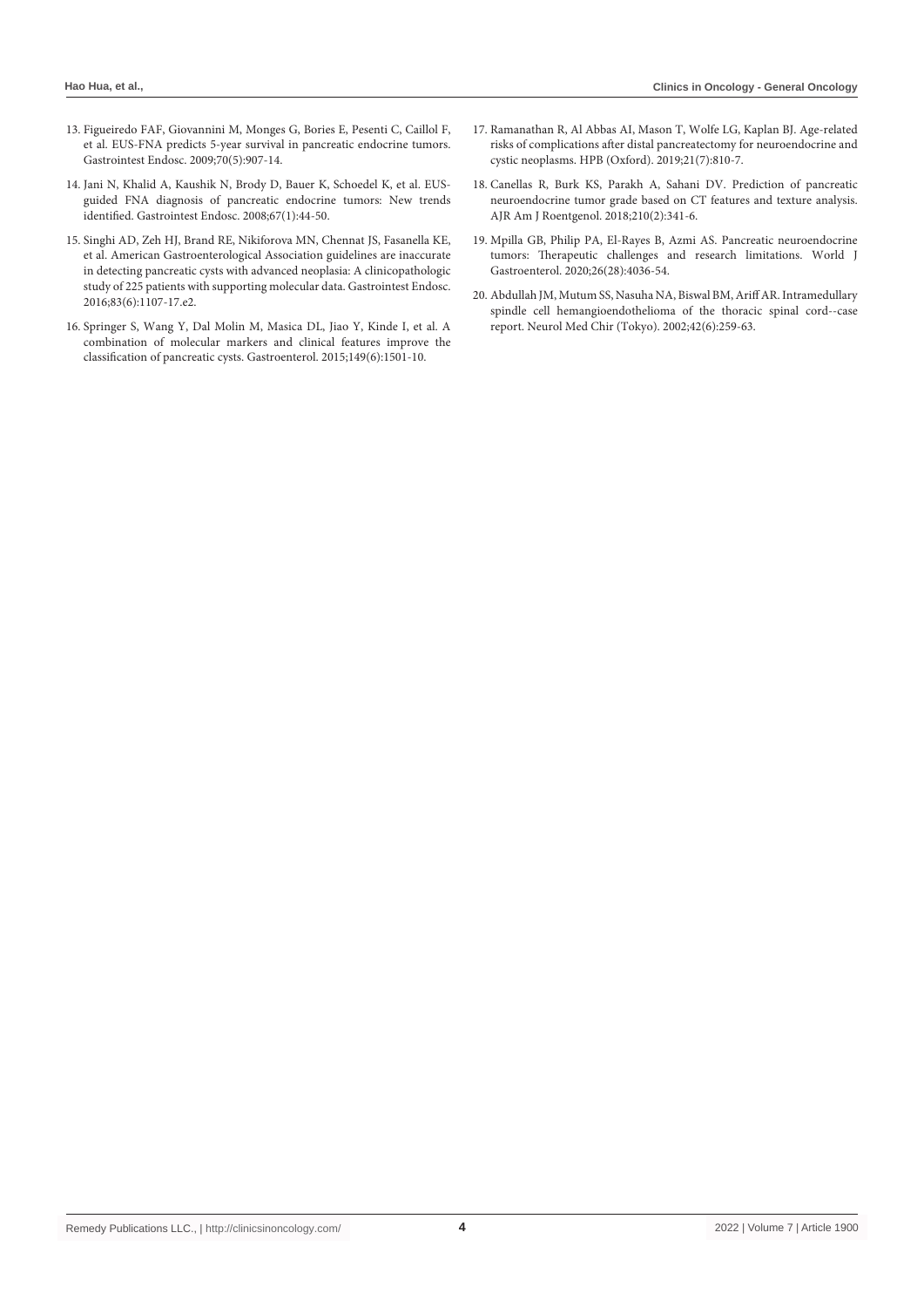13. Figueiredo FAF, Giovannini M, Monges G, Bories E, Pesenti C, Caillol F, et al. EUS-FNA predicts 5-year survival in pancreatic endocrine tumors. Gastrointest Endosc. 2009;70(5):907-14.

14. Jani N, Khalid A, Kaushik N, Brody D, Bauer K, Schoedel K, et al. EUS-guided FNA diagnosis of pancreatic endocrine tumors: New trends identified. Gastrointest Endosc. 2008;67(1):44-50.

15. Singhi AD, Zeh HJ, Brand RE, Nikiforova MN, Chennat JS, Fasanella KE, et al. American Gastroenterological Association guidelines are inaccurate in detecting pancreatic cysts with advanced neoplasia: A clinicopathologic study of 225 patients with supporting molecular data. Gastrointest Endosc. 2016;83(6):1107-17.e2.

16. Springer S, Wang Y, Dal Molin M, Masica DL, Jiao Y, Kinde I, et al. A combination of molecular markers and clinical features improve the classification of pancreatic cysts. Gastroenterol. 2015;149(6):1501-10.

17. Ramanathan R, Al Abbas AI, Mason T, Wolfe LG, Kaplan BJ. Age-related risks of complications after distal pancreatectomy for neuroendocrine and cystic neoplasms. HPB (Oxford). 2019;21(7):810-7.

18. Canellas R, Burk KS, Parakh A, Sahani DV. Prediction of pancreatic neuroendocrine tumor grade based on CT features and texture analysis. AJR Am J Roentgenol. 2018;210(2):341-6.

19. Mpilla GB, Philip PA, El-Rayes B, Azmi AS. Pancreatic neuroendocrine tumors: Therapeutic challenges and research limitations. World J Gastroenterol. 2020;26(28):4036-54.

20. Abdullah JM, Mutum SS, Nasuha NA, Biswal BM, Ariff AR. Intramedullary spindle cell hemangioendothelioma of the thoracic spinal cord--case report. Neurol Med Chir (Tokyo). 2002;42(6):259-63.